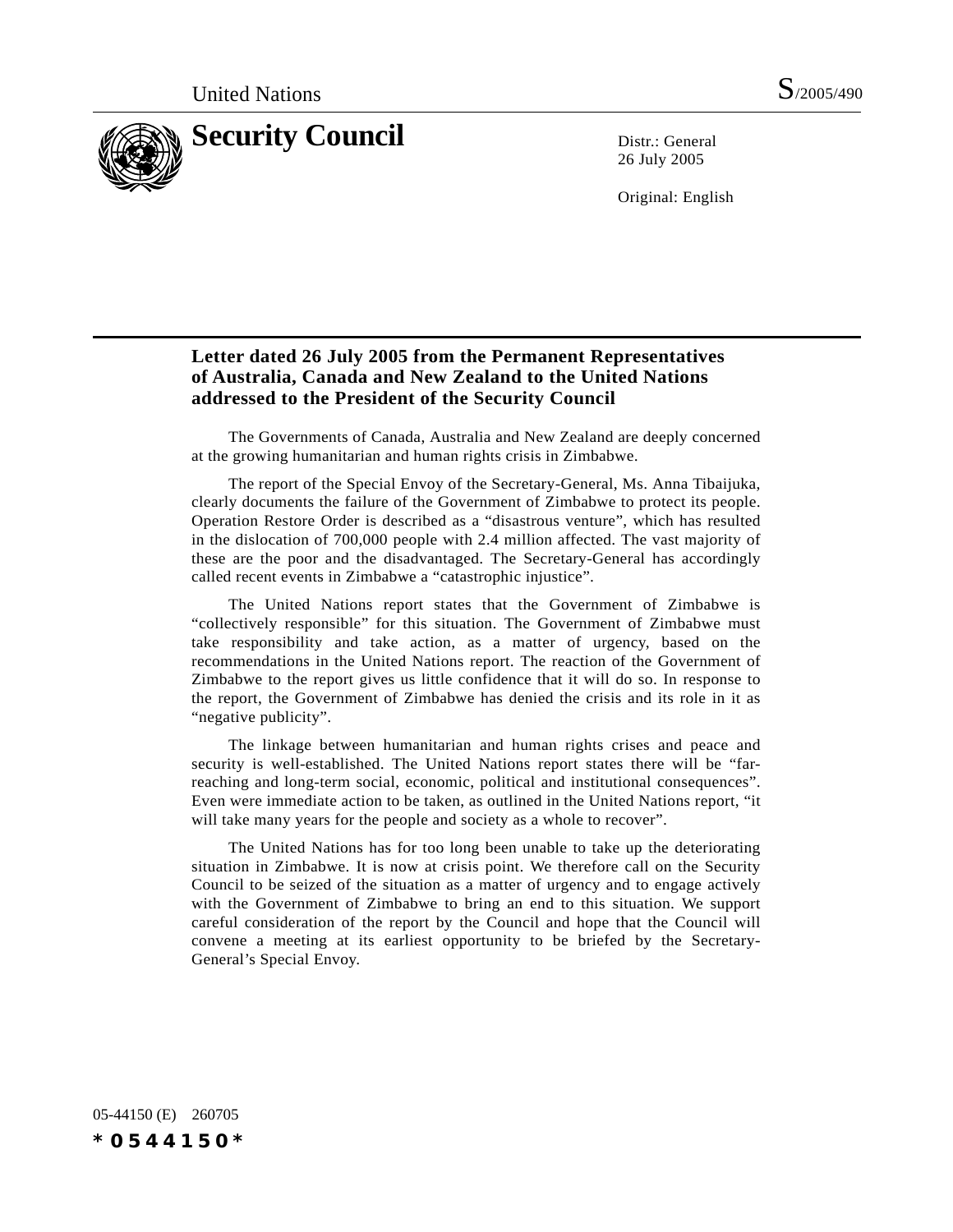United Nations S/2005/490

# Security Council

Distr.: General
26 July 2005

Original: English

## Letter dated 26 July 2005 from the Permanent Representatives of Australia, Canada and New Zealand to the United Nations addressed to the President of the Security Council

The Governments of Canada, Australia and New Zealand are deeply concerned at the growing humanitarian and human rights crisis in Zimbabwe.

The report of the Special Envoy of the Secretary-General, Ms. Anna Tibaijuka, clearly documents the failure of the Government of Zimbabwe to protect its people. Operation Restore Order is described as a "disastrous venture", which has resulted in the dislocation of 700,000 people with 2.4 million affected. The vast majority of these are the poor and the disadvantaged. The Secretary-General has accordingly called recent events in Zimbabwe a "catastrophic injustice".

The United Nations report states that the Government of Zimbabwe is "collectively responsible" for this situation. The Government of Zimbabwe must take responsibility and take action, as a matter of urgency, based on the recommendations in the United Nations report. The reaction of the Government of Zimbabwe to the report gives us little confidence that it will do so. In response to the report, the Government of Zimbabwe has denied the crisis and its role in it as "negative publicity".

The linkage between humanitarian and human rights crises and peace and security is well-established. The United Nations report states there will be "far-reaching and long-term social, economic, political and institutional consequences". Even were immediate action to be taken, as outlined in the United Nations report, "it will take many years for the people and society as a whole to recover".

The United Nations has for too long been unable to take up the deteriorating situation in Zimbabwe. It is now at crisis point. We therefore call on the Security Council to be seized of the situation as a matter of urgency and to engage actively with the Government of Zimbabwe to bring an end to this situation. We support careful consideration of the report by the Council and hope that the Council will convene a meeting at its earliest opportunity to be briefed by the Secretary-General's Special Envoy.

05-44150 (E) 260705

*0544150*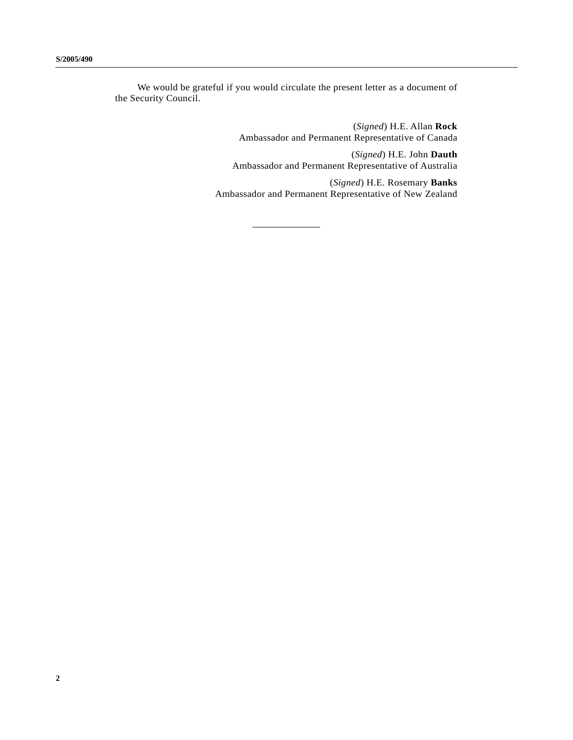We would be grateful if you would circulate the present letter as a document of the Security Council.

(*Signed*) H.E. Allan **Rock**
Ambassador and Permanent Representative of Canada

(*Signed*) H.E. John **Dauth**
Ambassador and Permanent Representative of Australia

(*Signed*) H.E. Rosemary **Banks**
Ambassador and Permanent Representative of New Zealand